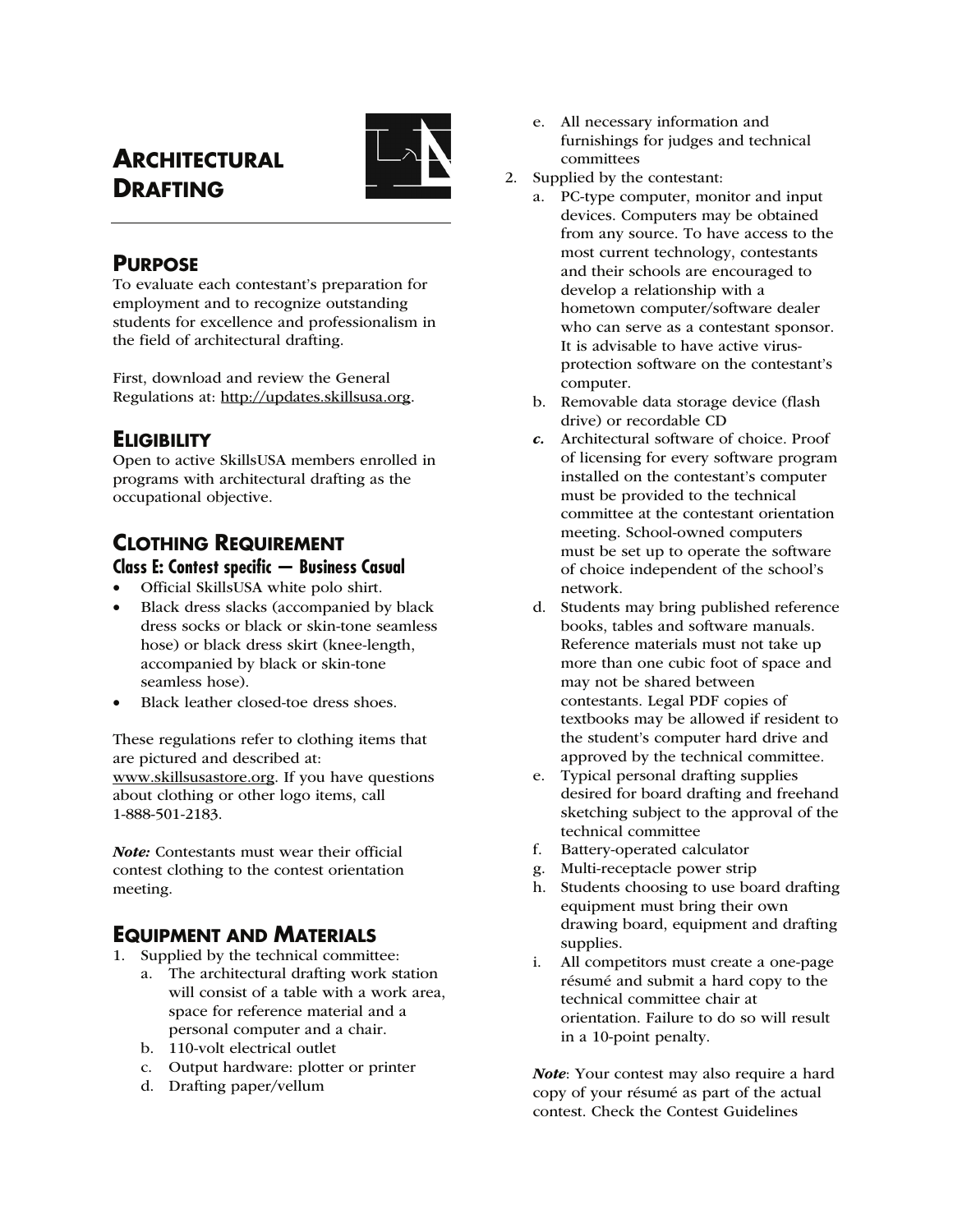# ARCHITECTURAL DRAFTING

## PURPOSE

To evaluate each contestant's preparation for employment and to recognize outstanding students for excellence and professionalism in the field of architectural drafting.

First, download and review the General Regulations at: http://updates.skillsusa.org.

## ELIGIBILITY

Open to active SkillsUSA members enrolled in programs with architectural drafting as the occupational objective.

## CLOTHING REQUIREMENT

### Class E: Contest specific — Business Casual

- Official SkillsUSA white polo shirt.
- Black dress slacks (accompanied by black dress socks or black or skin-tone seamless hose) or black dress skirt (knee-length, accompanied by black or skin-tone seamless hose).
- Black leather closed-toe dress shoes.

These regulations refer to clothing items that are pictured and described at: www.skillsusastore.org. If you have questions about clothing or other logo items, call 1-888-501-2183.

***Note:*** Contestants must wear their official contest clothing to the contest orientation meeting.

## EQUIPMENT AND MATERIALS

1. Supplied by the technical committee:
   a. The architectural drafting work station will consist of a table with a work area, space for reference material and a personal computer and a chair.
   b. 110-volt electrical outlet
   c. Output hardware: plotter or printer
   d. Drafting paper/vellum
   e. All necessary information and furnishings for judges and technical committees
2. Supplied by the contestant:
   a. PC-type computer, monitor and input devices. Computers may be obtained from any source. To have access to the most current technology, contestants and their schools are encouraged to develop a relationship with a hometown computer/software dealer who can serve as a contestant sponsor. It is advisable to have active virus-protection software on the contestant's computer.
   b. Removable data storage device (flash drive) or recordable CD
   ***c.*** Architectural software of choice. Proof of licensing for every software program installed on the contestant's computer must be provided to the technical committee at the contestant orientation meeting. School-owned computers must be set up to operate the software of choice independent of the school's network.
   d. Students may bring published reference books, tables and software manuals. Reference materials must not take up more than one cubic foot of space and may not be shared between contestants. Legal PDF copies of textbooks may be allowed if resident to the student's computer hard drive and approved by the technical committee.
   e. Typical personal drafting supplies desired for board drafting and freehand sketching subject to the approval of the technical committee
   f. Battery-operated calculator
   g. Multi-receptacle power strip
   h. Students choosing to use board drafting equipment must bring their own drawing board, equipment and drafting supplies.
   i. All competitors must create a one-page résumé and submit a hard copy to the technical committee chair at orientation. Failure to do so will result in a 10-point penalty.

***Note***: Your contest may also require a hard copy of your résumé as part of the actual contest. Check the Contest Guidelines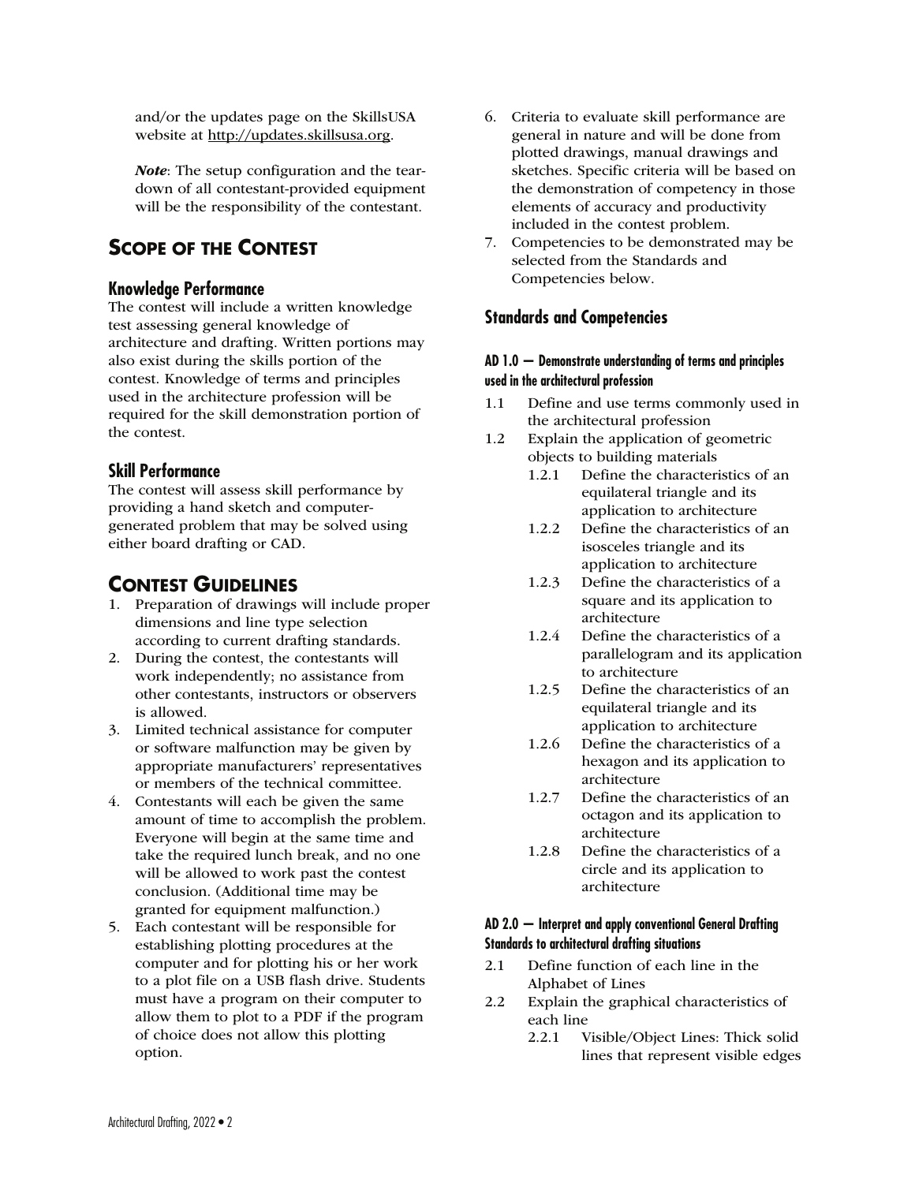and/or the updates page on the SkillsUSA website at http://updates.skillsusa.org.

***Note***: The setup configuration and the teardown of all contestant-provided equipment will be the responsibility of the contestant.

## SCOPE OF THE CONTEST

### Knowledge Performance

The contest will include a written knowledge test assessing general knowledge of architecture and drafting. Written portions may also exist during the skills portion of the contest. Knowledge of terms and principles used in the architecture profession will be required for the skill demonstration portion of the contest.

### Skill Performance

The contest will assess skill performance by providing a hand sketch and computer-generated problem that may be solved using either board drafting or CAD.

## CONTEST GUIDELINES

1. Preparation of drawings will include proper dimensions and line type selection according to current drafting standards.
2. During the contest, the contestants will work independently; no assistance from other contestants, instructors or observers is allowed.
3. Limited technical assistance for computer or software malfunction may be given by appropriate manufacturers' representatives or members of the technical committee.
4. Contestants will each be given the same amount of time to accomplish the problem. Everyone will begin at the same time and take the required lunch break, and no one will be allowed to work past the contest conclusion. (Additional time may be granted for equipment malfunction.)
5. Each contestant will be responsible for establishing plotting procedures at the computer and for plotting his or her work to a plot file on a USB flash drive. Students must have a program on their computer to allow them to plot to a PDF if the program of choice does not allow this plotting option.
6. Criteria to evaluate skill performance are general in nature and will be done from plotted drawings, manual drawings and sketches. Specific criteria will be based on the demonstration of competency in those elements of accuracy and productivity included in the contest problem.
7. Competencies to be demonstrated may be selected from the Standards and Competencies below.

### Standards and Competencies

#### AD 1.0 — Demonstrate understanding of terms and principles used in the architectural profession

- 1.1 Define and use terms commonly used in the architectural profession
- 1.2 Explain the application of geometric objects to building materials
  - 1.2.1 Define the characteristics of an equilateral triangle and its application to architecture
  - 1.2.2 Define the characteristics of an isosceles triangle and its application to architecture
  - 1.2.3 Define the characteristics of a square and its application to architecture
  - 1.2.4 Define the characteristics of a parallelogram and its application to architecture
  - 1.2.5 Define the characteristics of an equilateral triangle and its application to architecture
  - 1.2.6 Define the characteristics of a hexagon and its application to architecture
  - 1.2.7 Define the characteristics of an octagon and its application to architecture
  - 1.2.8 Define the characteristics of a circle and its application to architecture

#### AD 2.0 — Interpret and apply conventional General Drafting Standards to architectural drafting situations

- 2.1 Define function of each line in the Alphabet of Lines
- 2.2 Explain the graphical characteristics of each line
  - 2.2.1 Visible/Object Lines: Thick solid lines that represent visible edges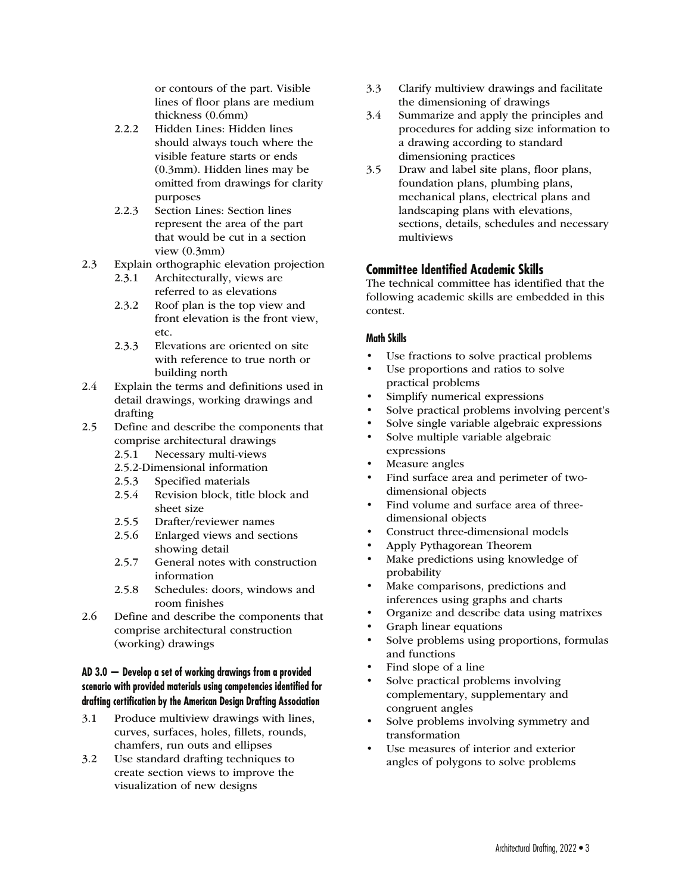or contours of the part. Visible lines of floor plans are medium thickness (0.6mm)

- 2.2.2 Hidden Lines: Hidden lines should always touch where the visible feature starts or ends (0.3mm). Hidden lines may be omitted from drawings for clarity purposes
- 2.2.3 Section Lines: Section lines represent the area of the part that would be cut in a section view (0.3mm)

2.3 Explain orthographic elevation projection

- 2.3.1 Architecturally, views are referred to as elevations
- 2.3.2 Roof plan is the top view and front elevation is the front view, etc.
- 2.3.3 Elevations are oriented on site with reference to true north or building north

2.4 Explain the terms and definitions used in detail drawings, working drawings and drafting

2.5 Define and describe the components that comprise architectural drawings

- 2.5.1 Necessary multi-views
- 2.5.2-Dimensional information
- 2.5.3 Specified materials
- 2.5.4 Revision block, title block and sheet size
- 2.5.5 Drafter/reviewer names
- 2.5.6 Enlarged views and sections showing detail
- 2.5.7 General notes with construction information
- 2.5.8 Schedules: doors, windows and room finishes

2.6 Define and describe the components that comprise architectural construction (working) drawings

#### AD 3.0 — Develop a set of working drawings from a provided scenario with provided materials using competencies identified for drafting certification by the American Design Drafting Association

3.1 Produce multiview drawings with lines, curves, surfaces, holes, fillets, rounds, chamfers, run outs and ellipses

3.2 Use standard drafting techniques to create section views to improve the visualization of new designs

3.3 Clarify multiview drawings and facilitate the dimensioning of drawings

3.4 Summarize and apply the principles and procedures for adding size information to a drawing according to standard dimensioning practices

3.5 Draw and label site plans, floor plans, foundation plans, plumbing plans, mechanical plans, electrical plans and landscaping plans with elevations, sections, details, schedules and necessary multiviews

## Committee Identified Academic Skills

The technical committee has identified that the following academic skills are embedded in this contest.

#### Math Skills

- Use fractions to solve practical problems
- Use proportions and ratios to solve practical problems
- Simplify numerical expressions
- Solve practical problems involving percent's
- Solve single variable algebraic expressions
- Solve multiple variable algebraic expressions
- Measure angles
- Find surface area and perimeter of two-dimensional objects
- Find volume and surface area of three-dimensional objects
- Construct three-dimensional models
- Apply Pythagorean Theorem
- Make predictions using knowledge of probability
- Make comparisons, predictions and inferences using graphs and charts
- Organize and describe data using matrixes
- Graph linear equations
- Solve problems using proportions, formulas and functions
- Find slope of a line
- Solve practical problems involving complementary, supplementary and congruent angles
- Solve problems involving symmetry and transformation
- Use measures of interior and exterior angles of polygons to solve problems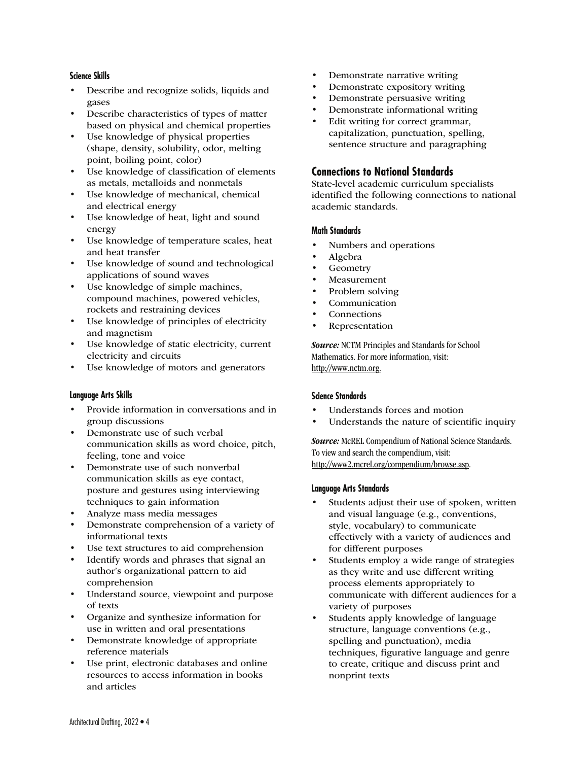#### Science Skills

- Describe and recognize solids, liquids and gases
- Describe characteristics of types of matter based on physical and chemical properties
- Use knowledge of physical properties (shape, density, solubility, odor, melting point, boiling point, color)
- Use knowledge of classification of elements as metals, metalloids and nonmetals
- Use knowledge of mechanical, chemical and electrical energy
- Use knowledge of heat, light and sound energy
- Use knowledge of temperature scales, heat and heat transfer
- Use knowledge of sound and technological applications of sound waves
- Use knowledge of simple machines, compound machines, powered vehicles, rockets and restraining devices
- Use knowledge of principles of electricity and magnetism
- Use knowledge of static electricity, current electricity and circuits
- Use knowledge of motors and generators

#### Language Arts Skills

- Provide information in conversations and in group discussions
- Demonstrate use of such verbal communication skills as word choice, pitch, feeling, tone and voice
- Demonstrate use of such nonverbal communication skills as eye contact, posture and gestures using interviewing techniques to gain information
- Analyze mass media messages
- Demonstrate comprehension of a variety of informational texts
- Use text structures to aid comprehension
- Identify words and phrases that signal an author's organizational pattern to aid comprehension
- Understand source, viewpoint and purpose of texts
- Organize and synthesize information for use in written and oral presentations
- Demonstrate knowledge of appropriate reference materials
- Use print, electronic databases and online resources to access information in books and articles
- Demonstrate narrative writing
- Demonstrate expository writing
- Demonstrate persuasive writing
- Demonstrate informational writing
- Edit writing for correct grammar, capitalization, punctuation, spelling, sentence structure and paragraphing

### Connections to National Standards

State-level academic curriculum specialists identified the following connections to national academic standards.

#### Math Standards

- Numbers and operations
- Algebra
- Geometry
- Measurement
- Problem solving
- Communication
- Connections
- Representation

***Source:*** NCTM Principles and Standards for School Mathematics. For more information, visit: http://www.nctm.org.

#### Science Standards

- Understands forces and motion
- Understands the nature of scientific inquiry

***Source:*** McREL Compendium of National Science Standards. To view and search the compendium, visit: http://www2.mcrel.org/compendium/browse.asp.

#### Language Arts Standards

- Students adjust their use of spoken, written and visual language (e.g., conventions, style, vocabulary) to communicate effectively with a variety of audiences and for different purposes
- Students employ a wide range of strategies as they write and use different writing process elements appropriately to communicate with different audiences for a variety of purposes
- Students apply knowledge of language structure, language conventions (e.g., spelling and punctuation), media techniques, figurative language and genre to create, critique and discuss print and nonprint texts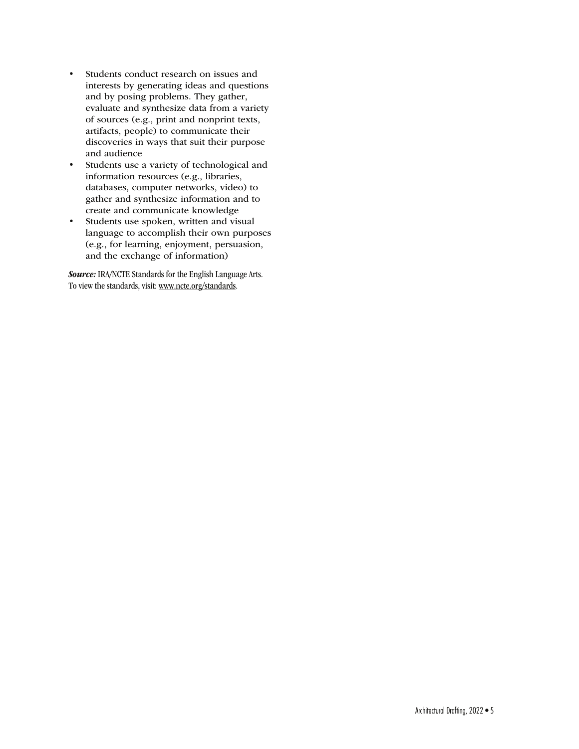- Students conduct research on issues and interests by generating ideas and questions and by posing problems. They gather, evaluate and synthesize data from a variety of sources (e.g., print and nonprint texts, artifacts, people) to communicate their discoveries in ways that suit their purpose and audience
- Students use a variety of technological and information resources (e.g., libraries, databases, computer networks, video) to gather and synthesize information and to create and communicate knowledge
- Students use spoken, written and visual language to accomplish their own purposes (e.g., for learning, enjoyment, persuasion, and the exchange of information)

***Source:*** IRA/NCTE Standards for the English Language Arts. To view the standards, visit: www.ncte.org/standards.